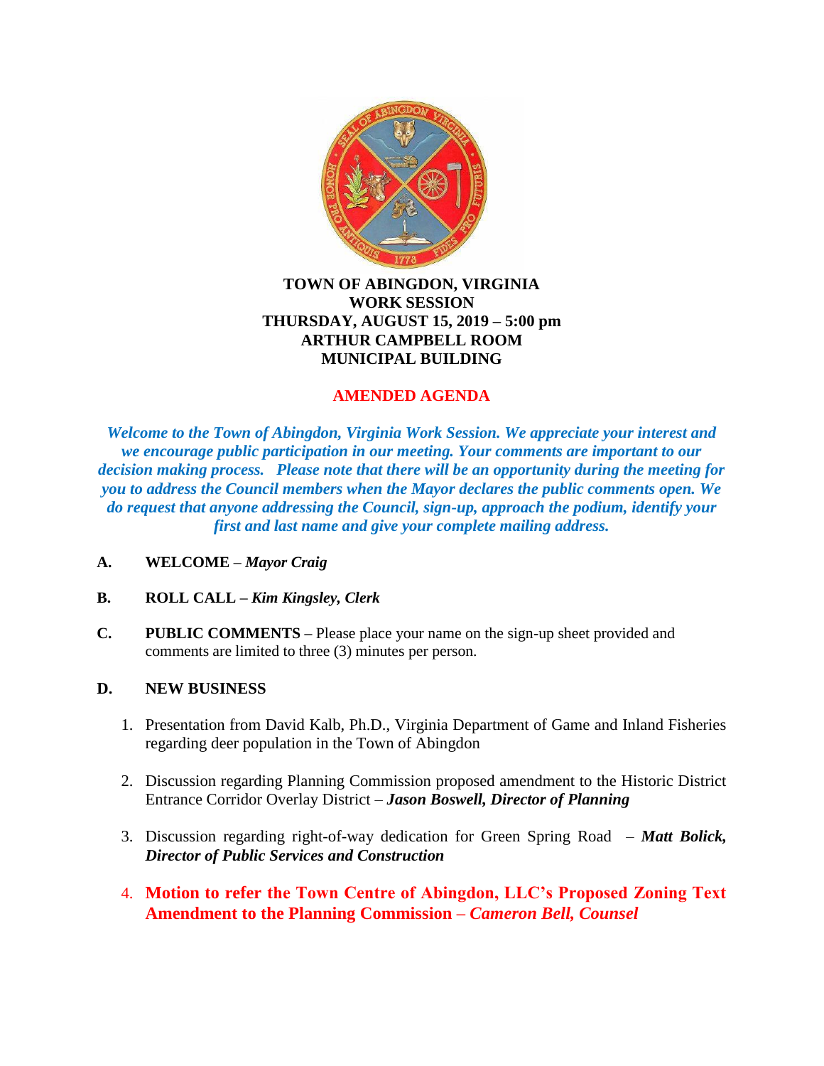# TOWN OF ABINGDON, VIRGINIA
# WORK SESSION
# THURSDAY, AUGUST 15, 2019 – 5:00 pm
# ARTHUR CAMPBELL ROOM
# MUNICIPAL BUILDING

## AMENDED AGENDA

***Welcome to the Town of Abingdon, Virginia Work Session. We appreciate your interest and we encourage public participation in our meeting. Your comments are important to our decision making process. Please note that there will be an opportunity during the meeting for you to address the Council members when the Mayor declares the public comments open. We do request that anyone addressing the Council, sign-up, approach the podium, identify your first and last name and give your complete mailing address.***

**A. WELCOME –** ***Mayor Craig***

**B. ROLL CALL –** ***Kim Kingsley, Clerk***

**C. PUBLIC COMMENTS –** Please place your name on the sign-up sheet provided and comments are limited to three (3) minutes per person.

**D. NEW BUSINESS**

1. Presentation from David Kalb, Ph.D., Virginia Department of Game and Inland Fisheries regarding deer population in the Town of Abingdon

2. Discussion regarding Planning Commission proposed amendment to the Historic District Entrance Corridor Overlay District – ***Jason Boswell, Director of Planning***

3. Discussion regarding right-of-way dedication for Green Spring Road – ***Matt Bolick, Director of Public Services and Construction***

4. **Motion to refer the Town Centre of Abingdon, LLC's Proposed Zoning Text Amendment to the Planning Commission –** ***Cameron Bell, Counsel***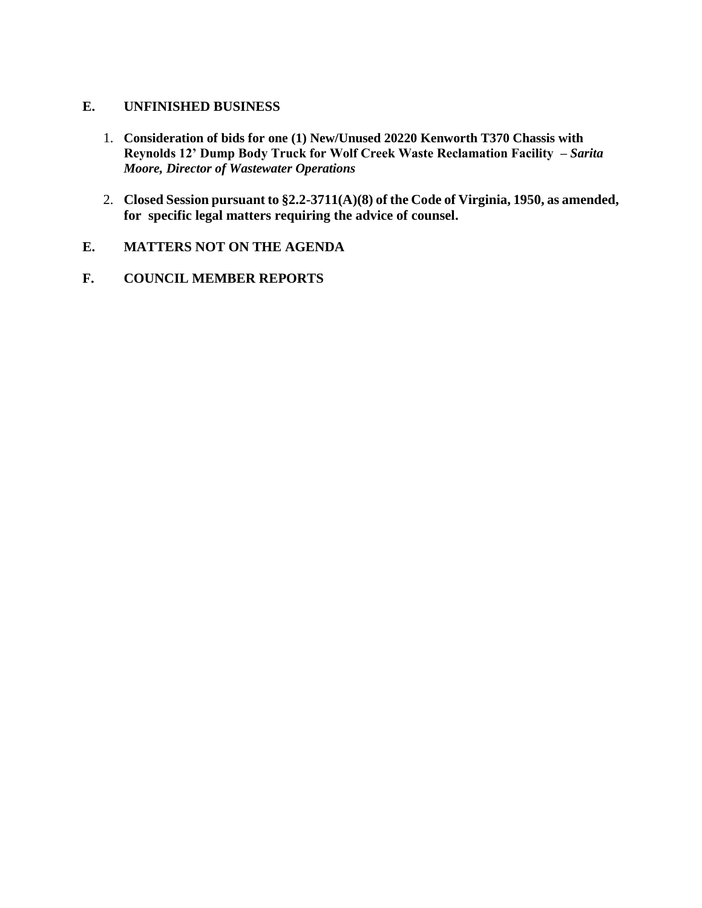## E. UNFINISHED BUSINESS

1. **Consideration of bids for one (1) New/Unused 20220 Kenworth T370 Chassis with Reynolds 12' Dump Body Truck for Wolf Creek Waste Reclamation Facility – *Sarita Moore, Director of Wastewater Operations***

2. **Closed Session pursuant to §2.2-3711(A)(8) of the Code of Virginia, 1950, as amended, for specific legal matters requiring the advice of counsel.**

## E. MATTERS NOT ON THE AGENDA

## F. COUNCIL MEMBER REPORTS